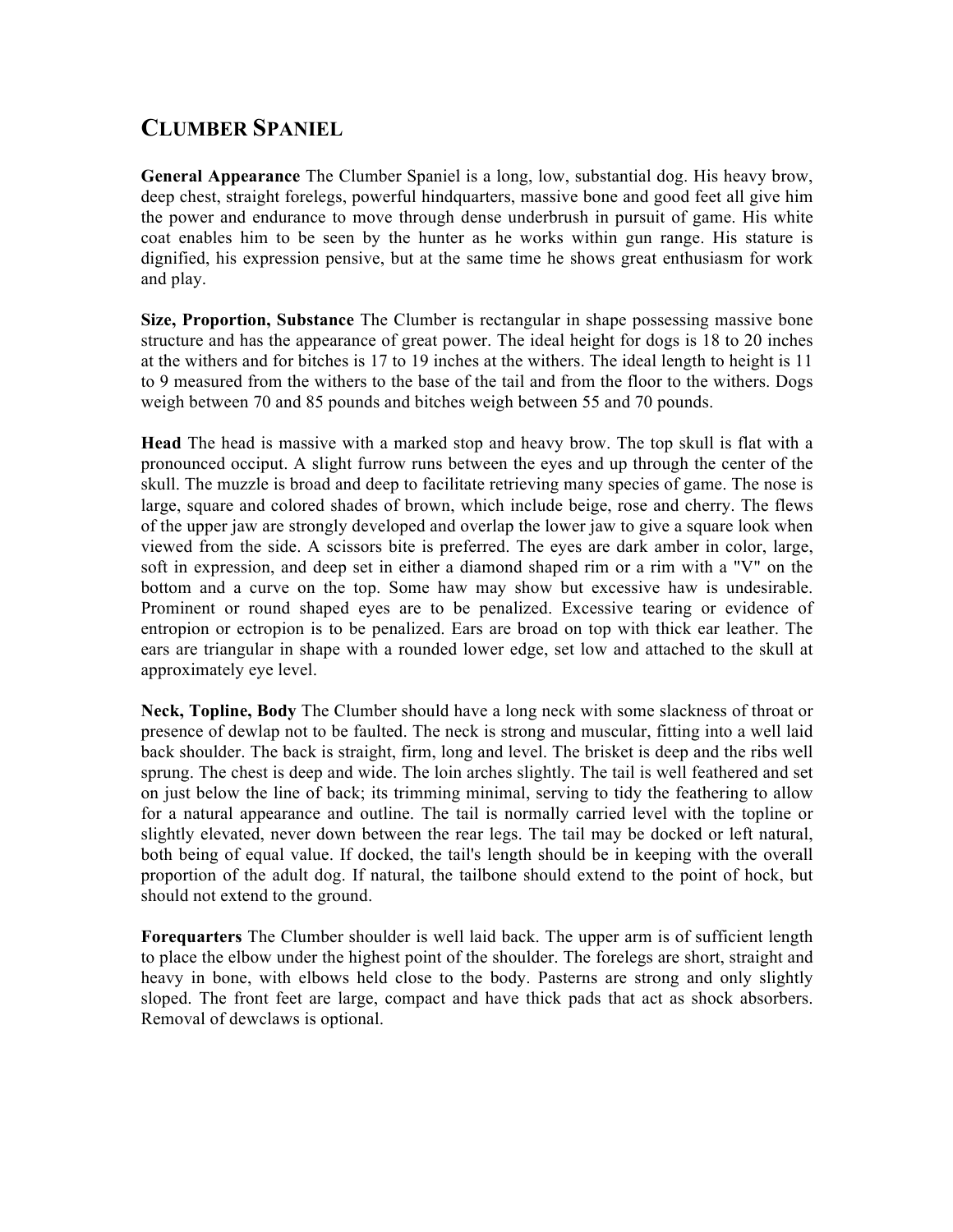# CLUMBER SPANIEL

**General Appearance** The Clumber Spaniel is a long, low, substantial dog. His heavy brow, deep chest, straight forelegs, powerful hindquarters, massive bone and good feet all give him the power and endurance to move through dense underbrush in pursuit of game. His white coat enables him to be seen by the hunter as he works within gun range. His stature is dignified, his expression pensive, but at the same time he shows great enthusiasm for work and play.

**Size, Proportion, Substance** The Clumber is rectangular in shape possessing massive bone structure and has the appearance of great power. The ideal height for dogs is 18 to 20 inches at the withers and for bitches is 17 to 19 inches at the withers. The ideal length to height is 11 to 9 measured from the withers to the base of the tail and from the floor to the withers. Dogs weigh between 70 and 85 pounds and bitches weigh between 55 and 70 pounds.

**Head** The head is massive with a marked stop and heavy brow. The top skull is flat with a pronounced occiput. A slight furrow runs between the eyes and up through the center of the skull. The muzzle is broad and deep to facilitate retrieving many species of game. The nose is large, square and colored shades of brown, which include beige, rose and cherry. The flews of the upper jaw are strongly developed and overlap the lower jaw to give a square look when viewed from the side. A scissors bite is preferred. The eyes are dark amber in color, large, soft in expression, and deep set in either a diamond shaped rim or a rim with a "V" on the bottom and a curve on the top. Some haw may show but excessive haw is undesirable. Prominent or round shaped eyes are to be penalized. Excessive tearing or evidence of entropion or ectropion is to be penalized. Ears are broad on top with thick ear leather. The ears are triangular in shape with a rounded lower edge, set low and attached to the skull at approximately eye level.

**Neck, Topline, Body** The Clumber should have a long neck with some slackness of throat or presence of dewlap not to be faulted. The neck is strong and muscular, fitting into a well laid back shoulder. The back is straight, firm, long and level. The brisket is deep and the ribs well sprung. The chest is deep and wide. The loin arches slightly. The tail is well feathered and set on just below the line of back; its trimming minimal, serving to tidy the feathering to allow for a natural appearance and outline. The tail is normally carried level with the topline or slightly elevated, never down between the rear legs. The tail may be docked or left natural, both being of equal value. If docked, the tail's length should be in keeping with the overall proportion of the adult dog. If natural, the tailbone should extend to the point of hock, but should not extend to the ground.

**Forequarters** The Clumber shoulder is well laid back. The upper arm is of sufficient length to place the elbow under the highest point of the shoulder. The forelegs are short, straight and heavy in bone, with elbows held close to the body. Pasterns are strong and only slightly sloped. The front feet are large, compact and have thick pads that act as shock absorbers. Removal of dewclaws is optional.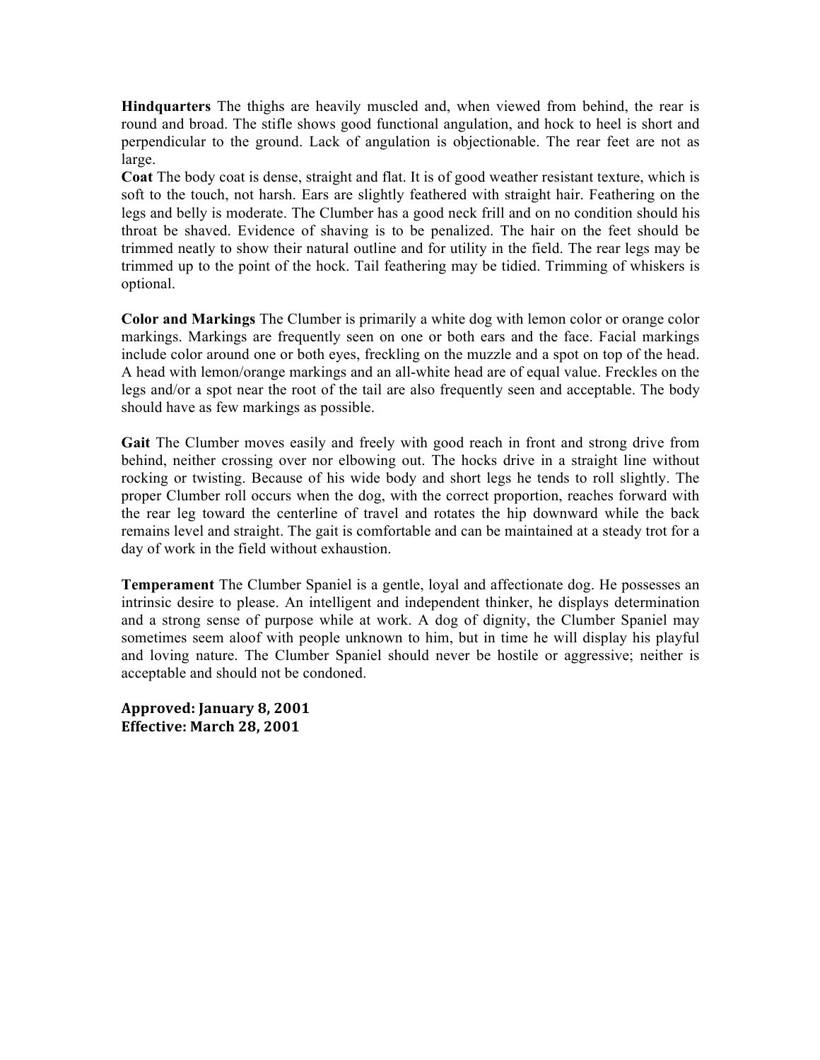**Hindquarters** The thighs are heavily muscled and, when viewed from behind, the rear is round and broad. The stifle shows good functional angulation, and hock to heel is short and perpendicular to the ground. Lack of angulation is objectionable. The rear feet are not as large.
**Coat** The body coat is dense, straight and flat. It is of good weather resistant texture, which is soft to the touch, not harsh. Ears are slightly feathered with straight hair. Feathering on the legs and belly is moderate. The Clumber has a good neck frill and on no condition should his throat be shaved. Evidence of shaving is to be penalized. The hair on the feet should be trimmed neatly to show their natural outline and for utility in the field. The rear legs may be trimmed up to the point of the hock. Tail feathering may be tidied. Trimming of whiskers is optional.

**Color and Markings** The Clumber is primarily a white dog with lemon color or orange color markings. Markings are frequently seen on one or both ears and the face. Facial markings include color around one or both eyes, freckling on the muzzle and a spot on top of the head. A head with lemon/orange markings and an all-white head are of equal value. Freckles on the legs and/or a spot near the root of the tail are also frequently seen and acceptable. The body should have as few markings as possible.

**Gait** The Clumber moves easily and freely with good reach in front and strong drive from behind, neither crossing over nor elbowing out. The hocks drive in a straight line without rocking or twisting. Because of his wide body and short legs he tends to roll slightly. The proper Clumber roll occurs when the dog, with the correct proportion, reaches forward with the rear leg toward the centerline of travel and rotates the hip downward while the back remains level and straight. The gait is comfortable and can be maintained at a steady trot for a day of work in the field without exhaustion.

**Temperament** The Clumber Spaniel is a gentle, loyal and affectionate dog. He possesses an intrinsic desire to please. An intelligent and independent thinker, he displays determination and a strong sense of purpose while at work. A dog of dignity, the Clumber Spaniel may sometimes seem aloof with people unknown to him, but in time he will display his playful and loving nature. The Clumber Spaniel should never be hostile or aggressive; neither is acceptable and should not be condoned.

**Approved: January 8, 2001**
**Effective: March 28, 2001**